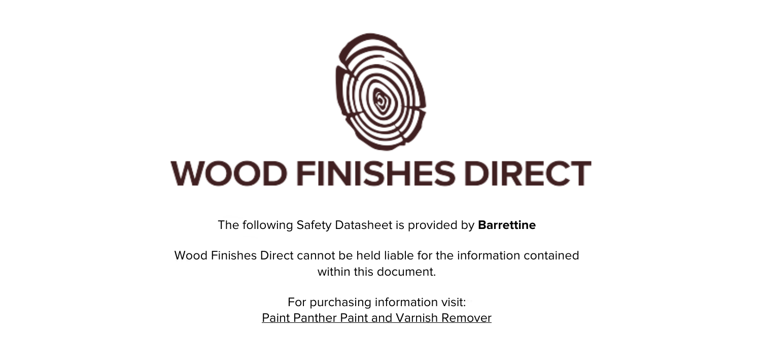# WOOD FINISHES DIRECT

The following Safety Datasheet is provided by **Barrettine**

Wood Finishes Direct cannot be held liable for the information contained within this document.

For purchasing information visit:
Paint Panther Paint and Varnish Remover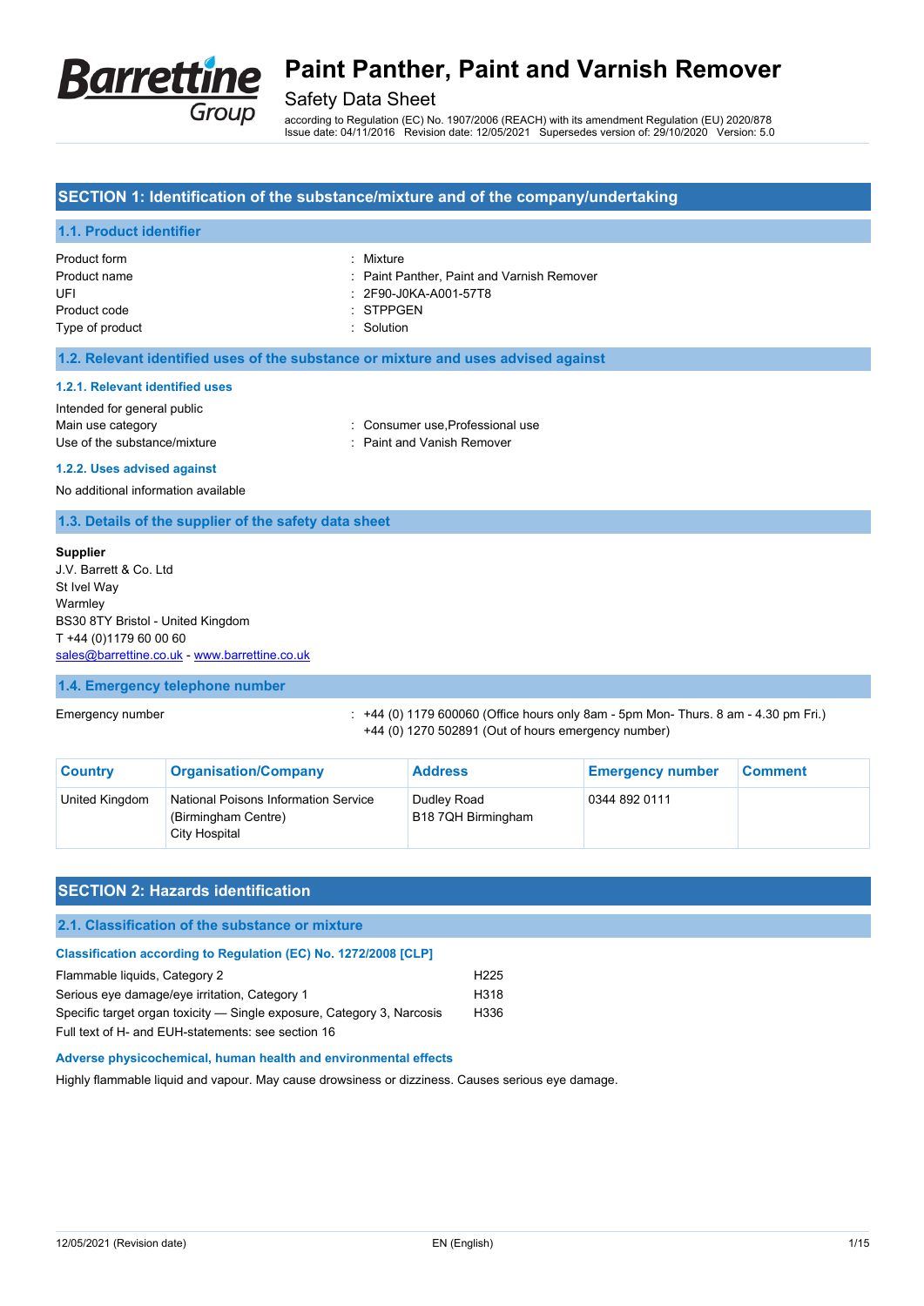# Paint Panther, Paint and Varnish Remover

Safety Data Sheet

according to Regulation (EC) No. 1907/2006 (REACH) with its amendment Regulation (EU) 2020/878
Issue date: 04/11/2016 Revision date: 12/05/2021 Supersedes version of: 29/10/2020 Version: 5.0

## SECTION 1: Identification of the substance/mixture and of the company/undertaking

### 1.1. Product identifier

Product form : Mixture
Product name : Paint Panther, Paint and Varnish Remover
UFI : 2F90-J0KA-A001-57T8
Product code : STPPGEN
Type of product : Solution

### 1.2. Relevant identified uses of the substance or mixture and uses advised against

#### 1.2.1. Relevant identified uses

Intended for general public
Main use category : Consumer use,Professional use
Use of the substance/mixture : Paint and Vanish Remover

#### 1.2.2. Uses advised against

No additional information available

### 1.3. Details of the supplier of the safety data sheet

**Supplier**
J.V. Barrett & Co. Ltd
St Ivel Way
Warmley
BS30 8TY Bristol - United Kingdom
T +44 (0)1179 60 00 60
sales@barrettine.co.uk - www.barrettine.co.uk

### 1.4. Emergency telephone number

Emergency number : +44 (0) 1179 600060 (Office hours only 8am - 5pm Mon- Thurs. 8 am - 4.30 pm Fri.)
+44 (0) 1270 502891 (Out of hours emergency number)

| Country | Organisation/Company | Address | Emergency number | Comment |
|---|---|---|---|---|
| United Kingdom | National Poisons Information Service (Birmingham Centre) City Hospital | Dudley Road B18 7QH Birmingham | 0344 892 0111 | |

## SECTION 2: Hazards identification

### 2.1. Classification of the substance or mixture

**Classification according to Regulation (EC) No. 1272/2008 [CLP]**

| | |
|---|---|
| Flammable liquids, Category 2 | H225 |
| Serious eye damage/eye irritation, Category 1 | H318 |
| Specific target organ toxicity — Single exposure, Category 3, Narcosis | H336 |

Full text of H- and EUH-statements: see section 16

**Adverse physicochemical, human health and environmental effects**

Highly flammable liquid and vapour. May cause drowsiness or dizziness. Causes serious eye damage.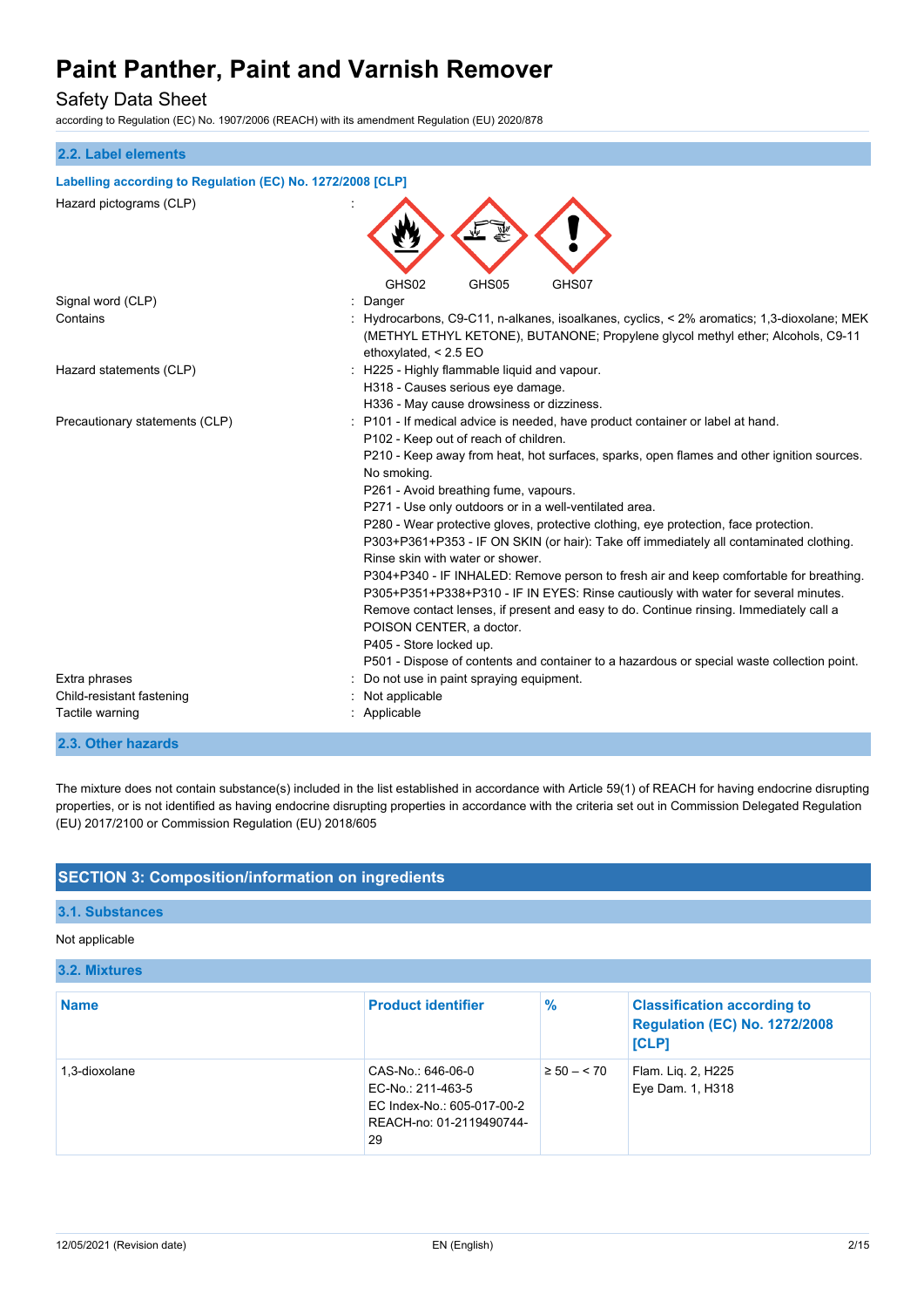## 2.2. Label elements

**Labelling according to Regulation (EC) No. 1272/2008 [CLP]**

| | |
|---|---|
| Hazard pictograms (CLP) | : GHS02 GHS05 GHS07 |
| Signal word (CLP) | : Danger |
| Contains | : Hydrocarbons, C9-C11, n-alkanes, isoalkanes, cyclics, < 2% aromatics; 1,3-dioxolane; MEK (METHYL ETHYL KETONE), BUTANONE; Propylene glycol methyl ether; Alcohols, C9-11 ethoxylated, < 2.5 EO |
| Hazard statements (CLP) | : H225 - Highly flammable liquid and vapour.<br>H318 - Causes serious eye damage.<br>H336 - May cause drowsiness or dizziness. |
| Precautionary statements (CLP) | : P101 - If medical advice is needed, have product container or label at hand.<br>P102 - Keep out of reach of children.<br>P210 - Keep away from heat, hot surfaces, sparks, open flames and other ignition sources. No smoking.<br>P261 - Avoid breathing fume, vapours.<br>P271 - Use only outdoors or in a well-ventilated area.<br>P280 - Wear protective gloves, protective clothing, eye protection, face protection.<br>P303+P361+P353 - IF ON SKIN (or hair): Take off immediately all contaminated clothing. Rinse skin with water or shower.<br>P304+P340 - IF INHALED: Remove person to fresh air and keep comfortable for breathing.<br>P305+P351+P338+P310 - IF IN EYES: Rinse cautiously with water for several minutes. Remove contact lenses, if present and easy to do. Continue rinsing. Immediately call a POISON CENTER, a doctor.<br>P405 - Store locked up.<br>P501 - Dispose of contents and container to a hazardous or special waste collection point. |
| Extra phrases | : Do not use in paint spraying equipment. |
| Child-resistant fastening | : Not applicable |
| Tactile warning | : Applicable |

## 2.3. Other hazards

The mixture does not contain substance(s) included in the list established in accordance with Article 59(1) of REACH for having endocrine disrupting properties, or is not identified as having endocrine disrupting properties in accordance with the criteria set out in Commission Delegated Regulation (EU) 2017/2100 or Commission Regulation (EU) 2018/605

# SECTION 3: Composition/information on ingredients

## 3.1. Substances

Not applicable

## 3.2. Mixtures

| Name | Product identifier | % | Classification according to Regulation (EC) No. 1272/2008 [CLP] |
|---|---|---|---|
| 1,3-dioxolane | CAS-No.: 646-06-0<br>EC-No.: 211-463-5<br>EC Index-No.: 605-017-00-2<br>REACH-no: 01-2119490744-29 | ≥ 50 – < 70 | Flam. Liq. 2, H225<br>Eye Dam. 1, H318 |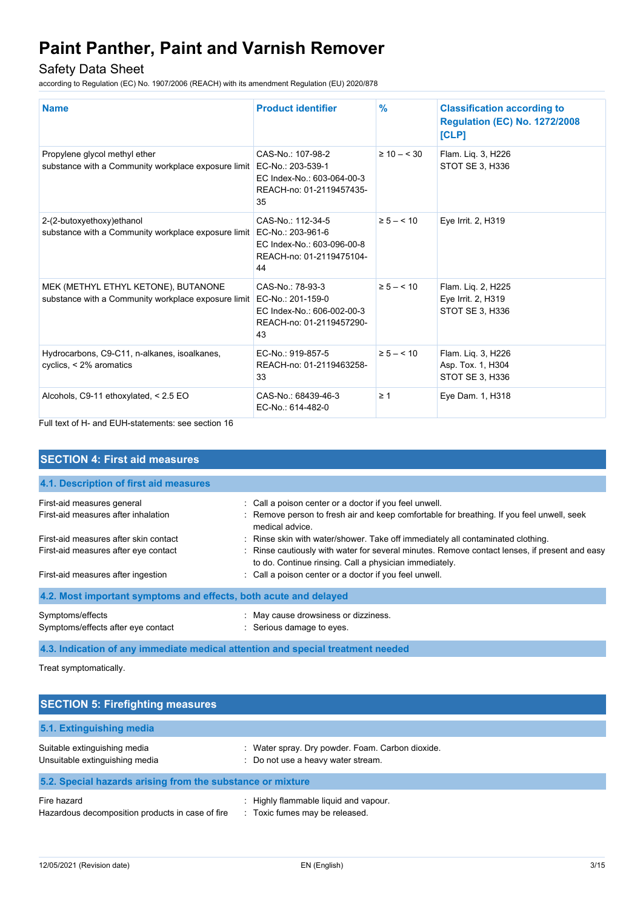| Name | Product identifier | % | Classification according to Regulation (EC) No. 1272/2008 [CLP] |
|---|---|---|---|
| Propylene glycol methyl ether<br>substance with a Community workplace exposure limit | CAS-No.: 107-98-2<br>EC-No.: 203-539-1<br>EC Index-No.: 603-064-00-3<br>REACH-no: 01-2119457435-35 | ≥ 10 – < 30 | Flam. Liq. 3, H226<br>STOT SE 3, H336 |
| 2-(2-butoxyethoxy)ethanol<br>substance with a Community workplace exposure limit | CAS-No.: 112-34-5<br>EC-No.: 203-961-6<br>EC Index-No.: 603-096-00-8<br>REACH-no: 01-2119475104-44 | ≥ 5 – < 10 | Eye Irrit. 2, H319 |
| MEK (METHYL ETHYL KETONE), BUTANONE<br>substance with a Community workplace exposure limit | CAS-No.: 78-93-3<br>EC-No.: 201-159-0<br>EC Index-No.: 606-002-00-3<br>REACH-no: 01-2119457290-43 | ≥ 5 – < 10 | Flam. Liq. 2, H225<br>Eye Irrit. 2, H319<br>STOT SE 3, H336 |
| Hydrocarbons, C9-C11, n-alkanes, isoalkanes, cyclics, < 2% aromatics | EC-No.: 919-857-5<br>REACH-no: 01-2119463258-33 | ≥ 5 – < 10 | Flam. Liq. 3, H226<br>Asp. Tox. 1, H304<br>STOT SE 3, H336 |
| Alcohols, C9-11 ethoxylated, < 2.5 EO | CAS-No.: 68439-46-3<br>EC-No.: 614-482-0 | ≥ 1 | Eye Dam. 1, H318 |

Full text of H- and EUH-statements: see section 16

## SECTION 4: First aid measures

### 4.1. Description of first aid measures

First-aid measures general : Call a poison center or a doctor if you feel unwell.

First-aid measures after inhalation : Remove person to fresh air and keep comfortable for breathing. If you feel unwell, seek medical advice.

First-aid measures after skin contact : Rinse skin with water/shower. Take off immediately all contaminated clothing.

First-aid measures after eye contact : Rinse cautiously with water for several minutes. Remove contact lenses, if present and easy to do. Continue rinsing. Call a physician immediately.

First-aid measures after ingestion : Call a poison center or a doctor if you feel unwell.

### 4.2. Most important symptoms and effects, both acute and delayed

Symptoms/effects : May cause drowsiness or dizziness.

Symptoms/effects after eye contact : Serious damage to eyes.

### 4.3. Indication of any immediate medical attention and special treatment needed

Treat symptomatically.

## SECTION 5: Firefighting measures

### 5.1. Extinguishing media

Suitable extinguishing media : Water spray. Dry powder. Foam. Carbon dioxide.

Unsuitable extinguishing media : Do not use a heavy water stream.

### 5.2. Special hazards arising from the substance or mixture

Fire hazard : Highly flammable liquid and vapour.

Hazardous decomposition products in case of fire : Toxic fumes may be released.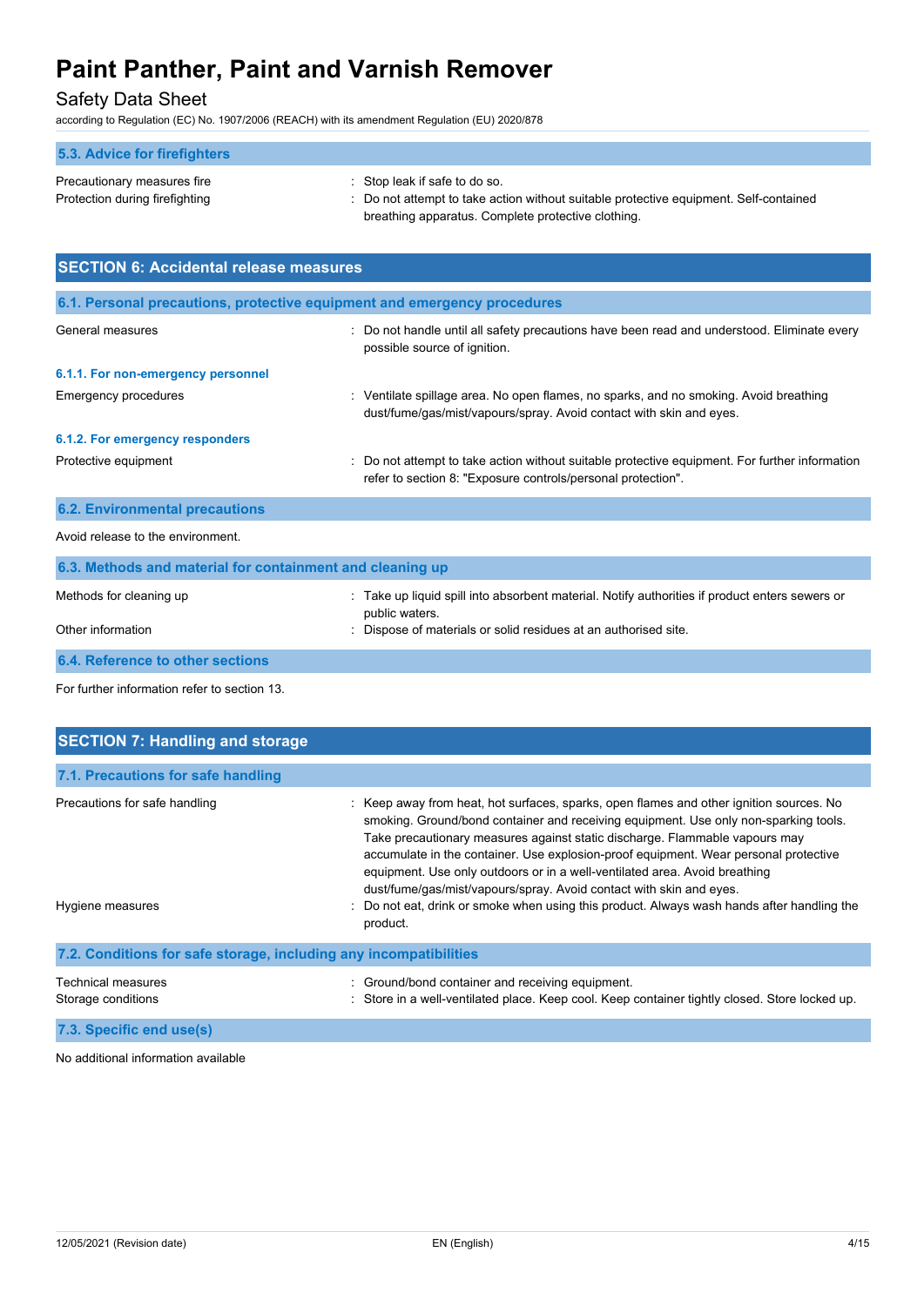### 5.3. Advice for firefighters

| | |
|---|---|
| Precautionary measures fire | : Stop leak if safe to do so. |
| Protection during firefighting | : Do not attempt to take action without suitable protective equipment. Self-contained breathing apparatus. Complete protective clothing. |

## SECTION 6: Accidental release measures

### 6.1. Personal precautions, protective equipment and emergency procedures

| | |
|---|---|
| General measures | : Do not handle until all safety precautions have been read and understood. Eliminate every possible source of ignition. |

#### 6.1.1. For non-emergency personnel

| | |
|---|---|
| Emergency procedures | : Ventilate spillage area. No open flames, no sparks, and no smoking. Avoid breathing dust/fume/gas/mist/vapours/spray. Avoid contact with skin and eyes. |

#### 6.1.2. For emergency responders

| | |
|---|---|
| Protective equipment | : Do not attempt to take action without suitable protective equipment. For further information refer to section 8: "Exposure controls/personal protection". |

### 6.2. Environmental precautions

Avoid release to the environment.

### 6.3. Methods and material for containment and cleaning up

| | |
|---|---|
| Methods for cleaning up | : Take up liquid spill into absorbent material. Notify authorities if product enters sewers or public waters. |
| Other information | : Dispose of materials or solid residues at an authorised site. |

### 6.4. Reference to other sections

For further information refer to section 13.

## SECTION 7: Handling and storage

### 7.1. Precautions for safe handling

| | |
|---|---|
| Precautions for safe handling | : Keep away from heat, hot surfaces, sparks, open flames and other ignition sources. No smoking. Ground/bond container and receiving equipment. Use only non-sparking tools. Take precautionary measures against static discharge. Flammable vapours may accumulate in the container. Use explosion-proof equipment. Wear personal protective equipment. Use only outdoors or in a well-ventilated area. Avoid breathing dust/fume/gas/mist/vapours/spray. Avoid contact with skin and eyes. |
| Hygiene measures | : Do not eat, drink or smoke when using this product. Always wash hands after handling the product. |

### 7.2. Conditions for safe storage, including any incompatibilities

| | |
|---|---|
| Technical measures | : Ground/bond container and receiving equipment. |
| Storage conditions | : Store in a well-ventilated place. Keep cool. Keep container tightly closed. Store locked up. |

### 7.3. Specific end use(s)

No additional information available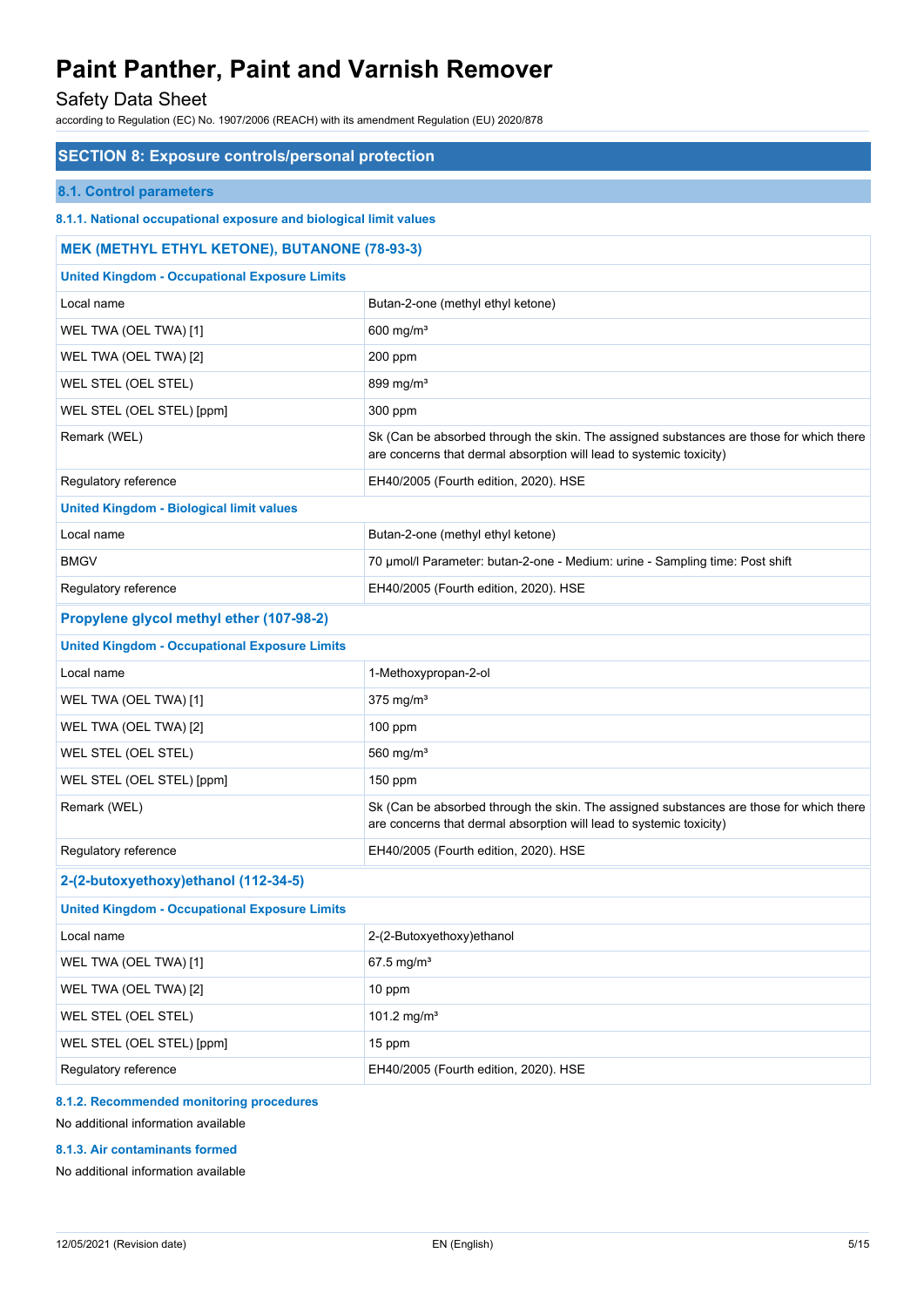# Paint Panther, Paint and Varnish Remover

Safety Data Sheet

according to Regulation (EC) No. 1907/2006 (REACH) with its amendment Regulation (EU) 2020/878

## SECTION 8: Exposure controls/personal protection

### 8.1. Control parameters

#### 8.1.1. National occupational exposure and biological limit values

| MEK (METHYL ETHYL KETONE), BUTANONE (78-93-3) | |
|---|---|
| **United Kingdom - Occupational Exposure Limits** | |
| Local name | Butan-2-one (methyl ethyl ketone) |
| WEL TWA (OEL TWA) [1] | 600 mg/m³ |
| WEL TWA (OEL TWA) [2] | 200 ppm |
| WEL STEL (OEL STEL) | 899 mg/m³ |
| WEL STEL (OEL STEL) [ppm] | 300 ppm |
| Remark (WEL) | Sk (Can be absorbed through the skin. The assigned substances are those for which there are concerns that dermal absorption will lead to systemic toxicity) |
| Regulatory reference | EH40/2005 (Fourth edition, 2020). HSE |
| **United Kingdom - Biological limit values** | |
| Local name | Butan-2-one (methyl ethyl ketone) |
| BMGV | 70 µmol/l Parameter: butan-2-one - Medium: urine - Sampling time: Post shift |
| Regulatory reference | EH40/2005 (Fourth edition, 2020). HSE |

| Propylene glycol methyl ether (107-98-2) | |
|---|---|
| **United Kingdom - Occupational Exposure Limits** | |
| Local name | 1-Methoxypropan-2-ol |
| WEL TWA (OEL TWA) [1] | 375 mg/m³ |
| WEL TWA (OEL TWA) [2] | 100 ppm |
| WEL STEL (OEL STEL) | 560 mg/m³ |
| WEL STEL (OEL STEL) [ppm] | 150 ppm |
| Remark (WEL) | Sk (Can be absorbed through the skin. The assigned substances are those for which there are concerns that dermal absorption will lead to systemic toxicity) |
| Regulatory reference | EH40/2005 (Fourth edition, 2020). HSE |

| 2-(2-butoxyethoxy)ethanol (112-34-5) | |
|---|---|
| **United Kingdom - Occupational Exposure Limits** | |
| Local name | 2-(2-Butoxyethoxy)ethanol |
| WEL TWA (OEL TWA) [1] | 67.5 mg/m³ |
| WEL TWA (OEL TWA) [2] | 10 ppm |
| WEL STEL (OEL STEL) | 101.2 mg/m³ |
| WEL STEL (OEL STEL) [ppm] | 15 ppm |
| Regulatory reference | EH40/2005 (Fourth edition, 2020). HSE |

#### 8.1.2. Recommended monitoring procedures

No additional information available

#### 8.1.3. Air contaminants formed

No additional information available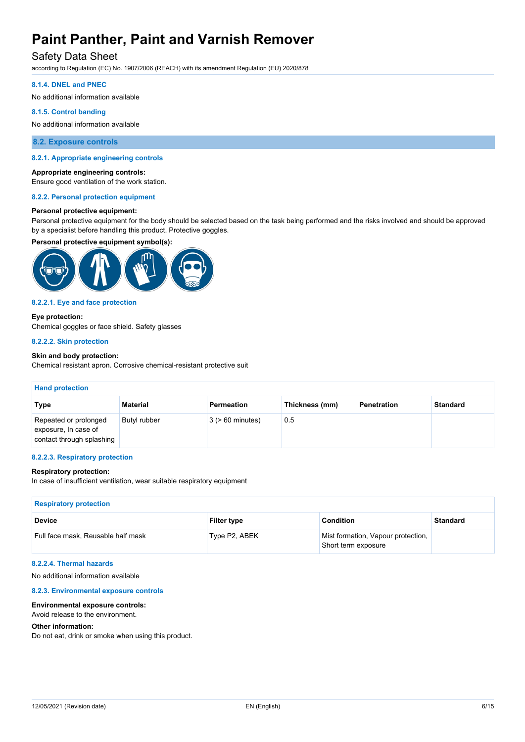#### 8.1.4. DNEL and PNEC

No additional information available

#### 8.1.5. Control banding

No additional information available

### 8.2. Exposure controls

#### 8.2.1. Appropriate engineering controls

**Appropriate engineering controls:**
Ensure good ventilation of the work station.

#### 8.2.2. Personal protection equipment

**Personal protective equipment:**
Personal protective equipment for the body should be selected based on the task being performed and the risks involved and should be approved by a specialist before handling this product. Protective goggles.

**Personal protective equipment symbol(s):**

#### 8.2.2.1. Eye and face protection

**Eye protection:**
Chemical goggles or face shield. Safety glasses

#### 8.2.2.2. Skin protection

**Skin and body protection:**
Chemical resistant apron. Corrosive chemical-resistant protective suit

**Hand protection**

| Type | Material | Permeation | Thickness (mm) | Penetration | Standard |
|---|---|---|---|---|---|
| Repeated or prolonged exposure, In case of contact through splashing | Butyl rubber | 3 (> 60 minutes) | 0.5 | | |

#### 8.2.2.3. Respiratory protection

**Respiratory protection:**
In case of insufficient ventilation, wear suitable respiratory equipment

**Respiratory protection**

| Device | Filter type | Condition | Standard |
|---|---|---|---|
| Full face mask, Reusable half mask | Type P2, ABEK | Mist formation, Vapour protection, Short term exposure | |

#### 8.2.2.4. Thermal hazards

No additional information available

#### 8.2.3. Environmental exposure controls

**Environmental exposure controls:**
Avoid release to the environment.

**Other information:**
Do not eat, drink or smoke when using this product.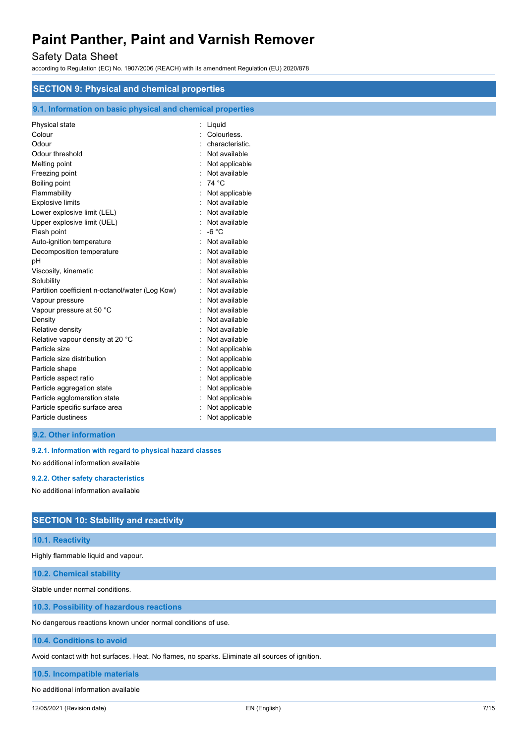## SECTION 9: Physical and chemical properties

### 9.1. Information on basic physical and chemical properties

| | |
|---|---|
| Physical state | : Liquid |
| Colour | : Colourless. |
| Odour | : characteristic. |
| Odour threshold | : Not available |
| Melting point | : Not applicable |
| Freezing point | : Not available |
| Boiling point | : 74 °C |
| Flammability | : Not applicable |
| Explosive limits | : Not available |
| Lower explosive limit (LEL) | : Not available |
| Upper explosive limit (UEL) | : Not available |
| Flash point | : -6 °C |
| Auto-ignition temperature | : Not available |
| Decomposition temperature | : Not available |
| pH | : Not available |
| Viscosity, kinematic | : Not available |
| Solubility | : Not available |
| Partition coefficient n-octanol/water (Log Kow) | : Not available |
| Vapour pressure | : Not available |
| Vapour pressure at 50 °C | : Not available |
| Density | : Not available |
| Relative density | : Not available |
| Relative vapour density at 20 °C | : Not available |
| Particle size | : Not applicable |
| Particle size distribution | : Not applicable |
| Particle shape | : Not applicable |
| Particle aspect ratio | : Not applicable |
| Particle aggregation state | : Not applicable |
| Particle agglomeration state | : Not applicable |
| Particle specific surface area | : Not applicable |
| Particle dustiness | : Not applicable |

### 9.2. Other information

#### 9.2.1. Information with regard to physical hazard classes

No additional information available

#### 9.2.2. Other safety characteristics

No additional information available

## SECTION 10: Stability and reactivity

### 10.1. Reactivity

Highly flammable liquid and vapour.

### 10.2. Chemical stability

Stable under normal conditions.

### 10.3. Possibility of hazardous reactions

No dangerous reactions known under normal conditions of use.

### 10.4. Conditions to avoid

Avoid contact with hot surfaces. Heat. No flames, no sparks. Eliminate all sources of ignition.

### 10.5. Incompatible materials

No additional information available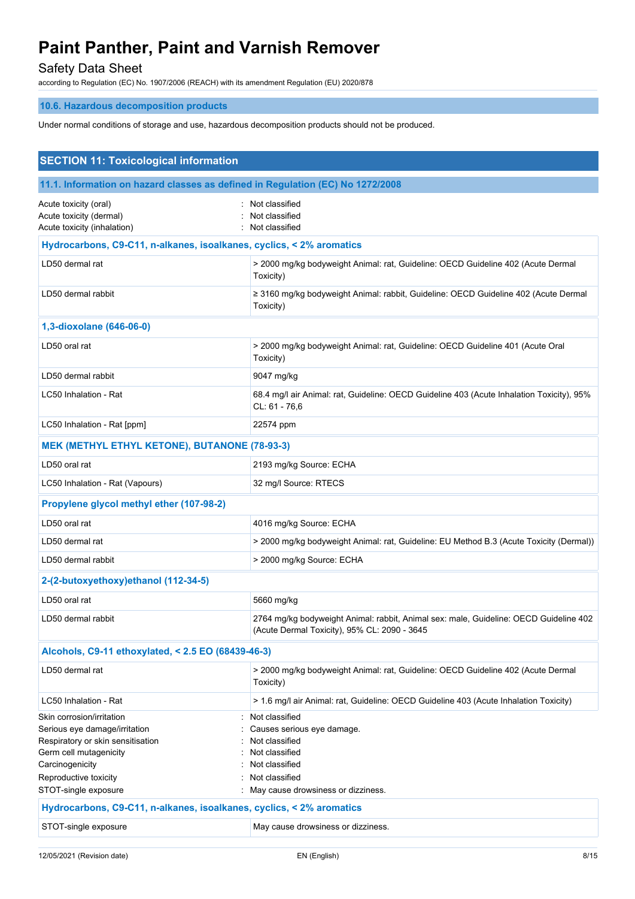### 10.6. Hazardous decomposition products

Under normal conditions of storage and use, hazardous decomposition products should not be produced.

## SECTION 11: Toxicological information

### 11.1. Information on hazard classes as defined in Regulation (EC) No 1272/2008

| | |
|---|---|
| Acute toxicity (oral) | : Not classified |
| Acute toxicity (dermal) | : Not classified |
| Acute toxicity (inhalation) | : Not classified |

| Hydrocarbons, C9-C11, n-alkanes, isoalkanes, cyclics, < 2% aromatics | |
|---|---|
| LD50 dermal rat | > 2000 mg/kg bodyweight Animal: rat, Guideline: OECD Guideline 402 (Acute Dermal Toxicity) |
| LD50 dermal rabbit | ≥ 3160 mg/kg bodyweight Animal: rabbit, Guideline: OECD Guideline 402 (Acute Dermal Toxicity) |

| 1,3-dioxolane (646-06-0) | |
|---|---|
| LD50 oral rat | > 2000 mg/kg bodyweight Animal: rat, Guideline: OECD Guideline 401 (Acute Oral Toxicity) |
| LD50 dermal rabbit | 9047 mg/kg |
| LC50 Inhalation - Rat | 68.4 mg/l air Animal: rat, Guideline: OECD Guideline 403 (Acute Inhalation Toxicity), 95% CL: 61 - 76,6 |
| LC50 Inhalation - Rat [ppm] | 22574 ppm |

| MEK (METHYL ETHYL KETONE), BUTANONE (78-93-3) | |
|---|---|
| LD50 oral rat | 2193 mg/kg Source: ECHA |
| LC50 Inhalation - Rat (Vapours) | 32 mg/l Source: RTECS |

| Propylene glycol methyl ether (107-98-2) | |
|---|---|
| LD50 oral rat | 4016 mg/kg Source: ECHA |
| LD50 dermal rat | > 2000 mg/kg bodyweight Animal: rat, Guideline: EU Method B.3 (Acute Toxicity (Dermal)) |
| LD50 dermal rabbit | > 2000 mg/kg Source: ECHA |

| 2-(2-butoxyethoxy)ethanol (112-34-5) | |
|---|---|
| LD50 oral rat | 5660 mg/kg |
| LD50 dermal rabbit | 2764 mg/kg bodyweight Animal: rabbit, Animal sex: male, Guideline: OECD Guideline 402 (Acute Dermal Toxicity), 95% CL: 2090 - 3645 |

| Alcohols, C9-11 ethoxylated, < 2.5 EO (68439-46-3) | |
|---|---|
| LD50 dermal rat | > 2000 mg/kg bodyweight Animal: rat, Guideline: OECD Guideline 402 (Acute Dermal Toxicity) |
| LC50 Inhalation - Rat | > 1.6 mg/l air Animal: rat, Guideline: OECD Guideline 403 (Acute Inhalation Toxicity) |

| | |
|---|---|
| Skin corrosion/irritation | : Not classified |
| Serious eye damage/irritation | : Causes serious eye damage. |
| Respiratory or skin sensitisation | : Not classified |
| Germ cell mutagenicity | : Not classified |
| Carcinogenicity | : Not classified |
| Reproductive toxicity | : Not classified |
| STOT-single exposure | : May cause drowsiness or dizziness. |

| Hydrocarbons, C9-C11, n-alkanes, isoalkanes, cyclics, < 2% aromatics | |
|---|---|
| STOT-single exposure | May cause drowsiness or dizziness. |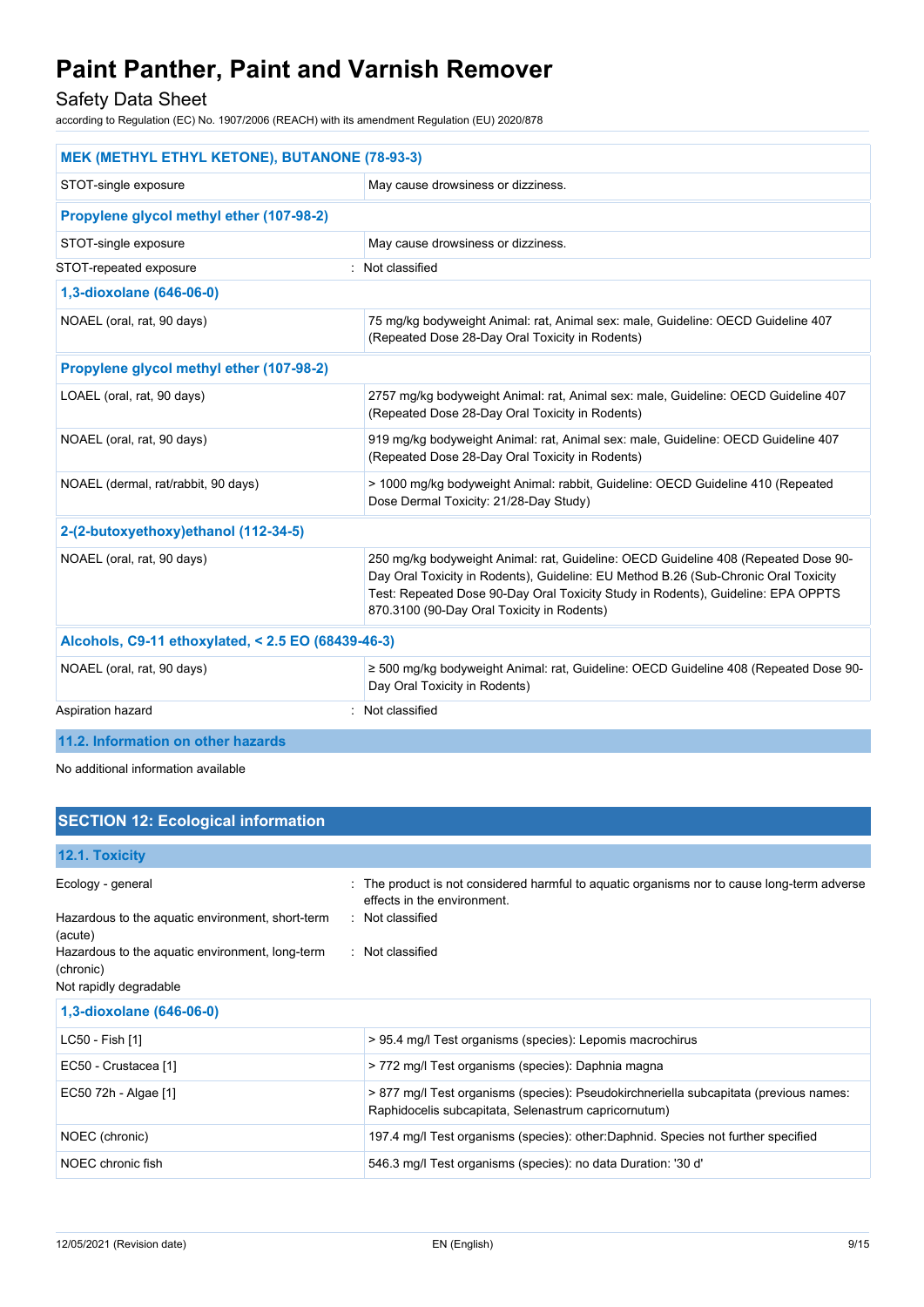| MEK (METHYL ETHYL KETONE), BUTANONE (78-93-3) | |
|---|---|
| STOT-single exposure | May cause drowsiness or dizziness. |

| Propylene glycol methyl ether (107-98-2) | |
|---|---|
| STOT-single exposure | May cause drowsiness or dizziness. |

STOT-repeated exposure : Not classified

| 1,3-dioxolane (646-06-0) | |
|---|---|
| NOAEL (oral, rat, 90 days) | 75 mg/kg bodyweight Animal: rat, Animal sex: male, Guideline: OECD Guideline 407 (Repeated Dose 28-Day Oral Toxicity in Rodents) |

| Propylene glycol methyl ether (107-98-2) | |
|---|---|
| LOAEL (oral, rat, 90 days) | 2757 mg/kg bodyweight Animal: rat, Animal sex: male, Guideline: OECD Guideline 407 (Repeated Dose 28-Day Oral Toxicity in Rodents) |
| NOAEL (oral, rat, 90 days) | 919 mg/kg bodyweight Animal: rat, Animal sex: male, Guideline: OECD Guideline 407 (Repeated Dose 28-Day Oral Toxicity in Rodents) |
| NOAEL (dermal, rat/rabbit, 90 days) | > 1000 mg/kg bodyweight Animal: rabbit, Guideline: OECD Guideline 410 (Repeated Dose Dermal Toxicity: 21/28-Day Study) |

| 2-(2-butoxyethoxy)ethanol (112-34-5) | |
|---|---|
| NOAEL (oral, rat, 90 days) | 250 mg/kg bodyweight Animal: rat, Guideline: OECD Guideline 408 (Repeated Dose 90-Day Oral Toxicity in Rodents), Guideline: EU Method B.26 (Sub-Chronic Oral Toxicity Test: Repeated Dose 90-Day Oral Toxicity Study in Rodents), Guideline: EPA OPPTS 870.3100 (90-Day Oral Toxicity in Rodents) |

| Alcohols, C9-11 ethoxylated, < 2.5 EO (68439-46-3) | |
|---|---|
| NOAEL (oral, rat, 90 days) | ≥ 500 mg/kg bodyweight Animal: rat, Guideline: OECD Guideline 408 (Repeated Dose 90-Day Oral Toxicity in Rodents) |

Aspiration hazard : Not classified

### 11.2. Information on other hazards

No additional information available

## SECTION 12: Ecological information

### 12.1. Toxicity

Ecology - general : The product is not considered harmful to aquatic organisms nor to cause long-term adverse effects in the environment.

Hazardous to the aquatic environment, short-term (acute) : Not classified

Hazardous to the aquatic environment, long-term (chronic) : Not classified

Not rapidly degradable

| 1,3-dioxolane (646-06-0) | |
|---|---|
| LC50 - Fish [1] | > 95.4 mg/l Test organisms (species): Lepomis macrochirus |
| EC50 - Crustacea [1] | > 772 mg/l Test organisms (species): Daphnia magna |
| EC50 72h - Algae [1] | > 877 mg/l Test organisms (species): Pseudokirchneriella subcapitata (previous names: Raphidocelis subcapitata, Selenastrum capricornutum) |
| NOEC (chronic) | 197.4 mg/l Test organisms (species): other:Daphnid. Species not further specified |
| NOEC chronic fish | 546.3 mg/l Test organisms (species): no data Duration: '30 d' |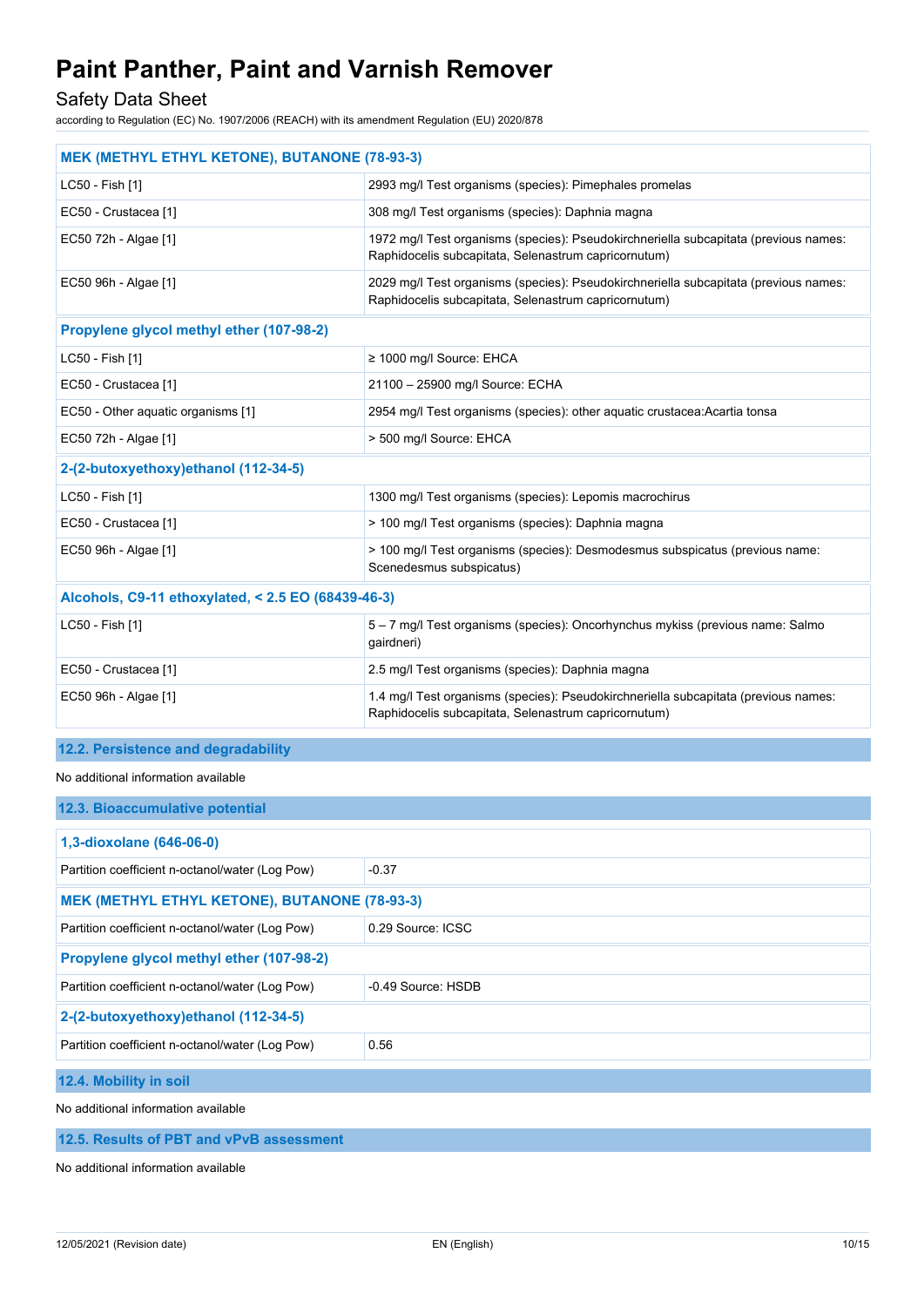| MEK (METHYL ETHYL KETONE), BUTANONE (78-93-3) | |
|---|---|
| LC50 - Fish [1] | 2993 mg/l Test organisms (species): Pimephales promelas |
| EC50 - Crustacea [1] | 308 mg/l Test organisms (species): Daphnia magna |
| EC50 72h - Algae [1] | 1972 mg/l Test organisms (species): Pseudokirchneriella subcapitata (previous names: Raphidocelis subcapitata, Selenastrum capricornutum) |
| EC50 96h - Algae [1] | 2029 mg/l Test organisms (species): Pseudokirchneriella subcapitata (previous names: Raphidocelis subcapitata, Selenastrum capricornutum) |

| Propylene glycol methyl ether (107-98-2) | |
|---|---|
| LC50 - Fish [1] | ≥ 1000 mg/l Source: EHCA |
| EC50 - Crustacea [1] | 21100 – 25900 mg/l Source: ECHA |
| EC50 - Other aquatic organisms [1] | 2954 mg/l Test organisms (species): other aquatic crustacea:Acartia tonsa |
| EC50 72h - Algae [1] | > 500 mg/l Source: EHCA |

| 2-(2-butoxyethoxy)ethanol (112-34-5) | |
|---|---|
| LC50 - Fish [1] | 1300 mg/l Test organisms (species): Lepomis macrochirus |
| EC50 - Crustacea [1] | > 100 mg/l Test organisms (species): Daphnia magna |
| EC50 96h - Algae [1] | > 100 mg/l Test organisms (species): Desmodesmus subspicatus (previous name: Scenedesmus subspicatus) |

| Alcohols, C9-11 ethoxylated, < 2.5 EO (68439-46-3) | |
|---|---|
| LC50 - Fish [1] | 5 – 7 mg/l Test organisms (species): Oncorhynchus mykiss (previous name: Salmo gairdneri) |
| EC50 - Crustacea [1] | 2.5 mg/l Test organisms (species): Daphnia magna |
| EC50 96h - Algae [1] | 1.4 mg/l Test organisms (species): Pseudokirchneriella subcapitata (previous names: Raphidocelis subcapitata, Selenastrum capricornutum) |

## 12.2. Persistence and degradability

No additional information available

## 12.3. Bioaccumulative potential

| 1,3-dioxolane (646-06-0) | |
|---|---|
| Partition coefficient n-octanol/water (Log Pow) | -0.37 |

| MEK (METHYL ETHYL KETONE), BUTANONE (78-93-3) | |
|---|---|
| Partition coefficient n-octanol/water (Log Pow) | 0.29 Source: ICSC |

| Propylene glycol methyl ether (107-98-2) | |
|---|---|
| Partition coefficient n-octanol/water (Log Pow) | -0.49 Source: HSDB |

| 2-(2-butoxyethoxy)ethanol (112-34-5) | |
|---|---|
| Partition coefficient n-octanol/water (Log Pow) | 0.56 |

## 12.4. Mobility in soil

No additional information available

## 12.5. Results of PBT and vPvB assessment

No additional information available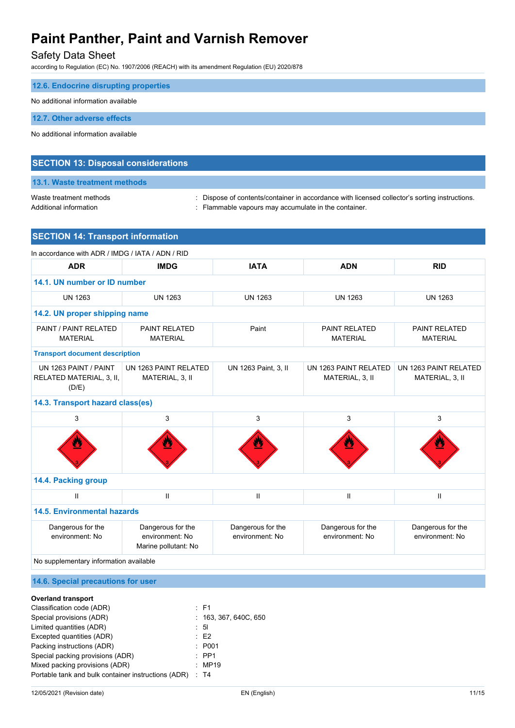### 12.6. Endocrine disrupting properties

No additional information available

### 12.7. Other adverse effects

No additional information available

## SECTION 13: Disposal considerations

### 13.1. Waste treatment methods

Waste treatment methods : Dispose of contents/container in accordance with licensed collector's sorting instructions.
Additional information : Flammable vapours may accumulate in the container.

## SECTION 14: Transport information

In accordance with ADR / IMDG / IATA / ADN / RID

| ADR | IMDG | IATA | ADN | RID |
|---|---|---|---|---|
| **14.1. UN number or ID number** | | | | |
| UN 1263 | UN 1263 | UN 1263 | UN 1263 | UN 1263 |
| **14.2. UN proper shipping name** | | | | |
| PAINT / PAINT RELATED MATERIAL | PAINT RELATED MATERIAL | Paint | PAINT RELATED MATERIAL | PAINT RELATED MATERIAL |
| **Transport document description** | | | | |
| UN 1263 PAINT / PAINT RELATED MATERIAL, 3, II, (D/E) | UN 1263 PAINT RELATED MATERIAL, 3, II | UN 1263 Paint, 3, II | UN 1263 PAINT RELATED MATERIAL, 3, II | UN 1263 PAINT RELATED MATERIAL, 3, II |
| **14.3. Transport hazard class(es)** | | | | |
| 3 | 3 | 3 | 3 | 3 |
| **14.4. Packing group** | | | | |
| II | II | II | II | II |
| **14.5. Environmental hazards** | | | | |
| Dangerous for the environment: No | Dangerous for the environment: No<br>Marine pollutant: No | Dangerous for the environment: No | Dangerous for the environment: No | Dangerous for the environment: No |

No supplementary information available

### 14.6. Special precautions for user

**Overland transport**

Classification code (ADR) : F1
Special provisions (ADR) : 163, 367, 640C, 650
Limited quantities (ADR) : 5l
Excepted quantities (ADR) : E2
Packing instructions (ADR) : P001
Special packing provisions (ADR) : PP1
Mixed packing provisions (ADR) : MP19
Portable tank and bulk container instructions (ADR) : T4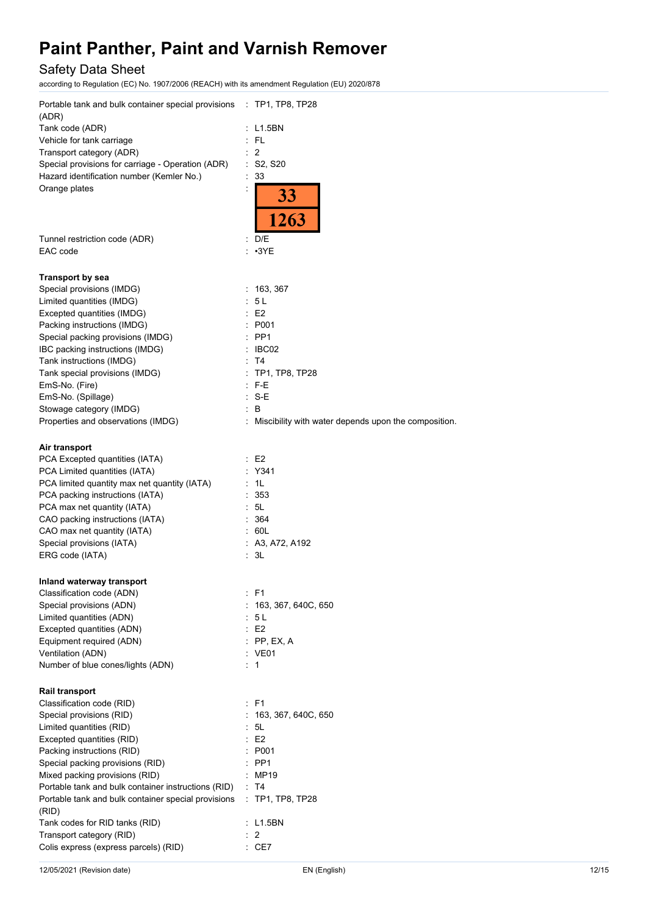Portable tank and bulk container special provisions (ADR) : TP1, TP8, TP28
Tank code (ADR) : L1.5BN
Vehicle for tank carriage : FL
Transport category (ADR) : 2
Special provisions for carriage - Operation (ADR) : S2, S20
Hazard identification number (Kemler No.) : 33
Orange plates :

| 33 |
|---|
| 1263 |

Tunnel restriction code (ADR) : D/E
EAC code : •3YE

**Transport by sea**

Special provisions (IMDG) : 163, 367
Limited quantities (IMDG) : 5 L
Excepted quantities (IMDG) : E2
Packing instructions (IMDG) : P001
Special packing provisions (IMDG) : PP1
IBC packing instructions (IMDG) : IBC02
Tank instructions (IMDG) : T4
Tank special provisions (IMDG) : TP1, TP8, TP28
EmS-No. (Fire) : F-E
EmS-No. (Spillage) : S-E
Stowage category (IMDG) : B
Properties and observations (IMDG) : Miscibility with water depends upon the composition.

**Air transport**

PCA Excepted quantities (IATA) : E2
PCA Limited quantities (IATA) : Y341
PCA limited quantity max net quantity (IATA) : 1L
PCA packing instructions (IATA) : 353
PCA max net quantity (IATA) : 5L
CAO packing instructions (IATA) : 364
CAO max net quantity (IATA) : 60L
Special provisions (IATA) : A3, A72, A192
ERG code (IATA) : 3L

**Inland waterway transport**

Classification code (ADN) : F1
Special provisions (ADN) : 163, 367, 640C, 650
Limited quantities (ADN) : 5 L
Excepted quantities (ADN) : E2
Equipment required (ADN) : PP, EX, A
Ventilation (ADN) : VE01
Number of blue cones/lights (ADN) : 1

**Rail transport**

Classification code (RID) : F1
Special provisions (RID) : 163, 367, 640C, 650
Limited quantities (RID) : 5L
Excepted quantities (RID) : E2
Packing instructions (RID) : P001
Special packing provisions (RID) : PP1
Mixed packing provisions (RID) : MP19
Portable tank and bulk container instructions (RID) : T4
Portable tank and bulk container special provisions (RID) : TP1, TP8, TP28
Tank codes for RID tanks (RID) : L1.5BN
Transport category (RID) : 2
Colis express (express parcels) (RID) : CE7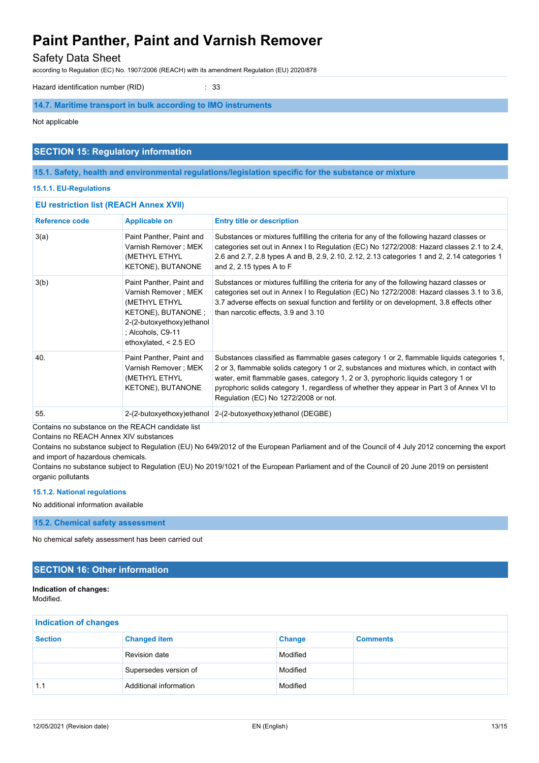Hazard identification number (RID) : 33

### 14.7. Maritime transport in bulk according to IMO instruments

Not applicable

## SECTION 15: Regulatory information

### 15.1. Safety, health and environmental regulations/legislation specific for the substance or mixture

#### 15.1.1. EU-Regulations

**EU restriction list (REACH Annex XVII)**

| Reference code | Applicable on | Entry title or description |
|---|---|---|
| 3(a) | Paint Panther, Paint and Varnish Remover ; MEK (METHYL ETHYL KETONE), BUTANONE | Substances or mixtures fulfilling the criteria for any of the following hazard classes or categories set out in Annex I to Regulation (EC) No 1272/2008: Hazard classes 2.1 to 2.4, 2.6 and 2.7, 2.8 types A and B, 2.9, 2.10, 2.12, 2.13 categories 1 and 2, 2.14 categories 1 and 2, 2.15 types A to F |
| 3(b) | Paint Panther, Paint and Varnish Remover ; MEK (METHYL ETHYL KETONE), BUTANONE ; 2-(2-butoxyethoxy)ethanol ; Alcohols, C9-11 ethoxylated, < 2.5 EO | Substances or mixtures fulfilling the criteria for any of the following hazard classes or categories set out in Annex I to Regulation (EC) No 1272/2008: Hazard classes 3.1 to 3.6, 3.7 adverse effects on sexual function and fertility or on development, 3.8 effects other than narcotic effects, 3.9 and 3.10 |
| 40. | Paint Panther, Paint and Varnish Remover ; MEK (METHYL ETHYL KETONE), BUTANONE | Substances classified as flammable gases category 1 or 2, flammable liquids categories 1, 2 or 3, flammable solids category 1 or 2, substances and mixtures which, in contact with water, emit flammable gases, category 1, 2 or 3, pyrophoric liquids category 1 or pyrophoric solids category 1, regardless of whether they appear in Part 3 of Annex VI to Regulation (EC) No 1272/2008 or not. |
| 55. | 2-(2-butoxyethoxy)ethanol | 2-(2-butoxyethoxy)ethanol (DEGBE) |

Contains no substance on the REACH candidate list

Contains no REACH Annex XIV substances

Contains no substance subject to Regulation (EU) No 649/2012 of the European Parliament and of the Council of 4 July 2012 concerning the export and import of hazardous chemicals.

Contains no substance subject to Regulation (EU) No 2019/1021 of the European Parliament and of the Council of 20 June 2019 on persistent organic pollutants

#### 15.1.2. National regulations

No additional information available

### 15.2. Chemical safety assessment

No chemical safety assessment has been carried out

## SECTION 16: Other information

**Indication of changes:**
Modified.

**Indication of changes**

| Section | Changed item | Change | Comments |
|---|---|---|---|
| | Revision date | Modified | |
| | Supersedes version of | Modified | |
| 1.1 | Additional information | Modified | |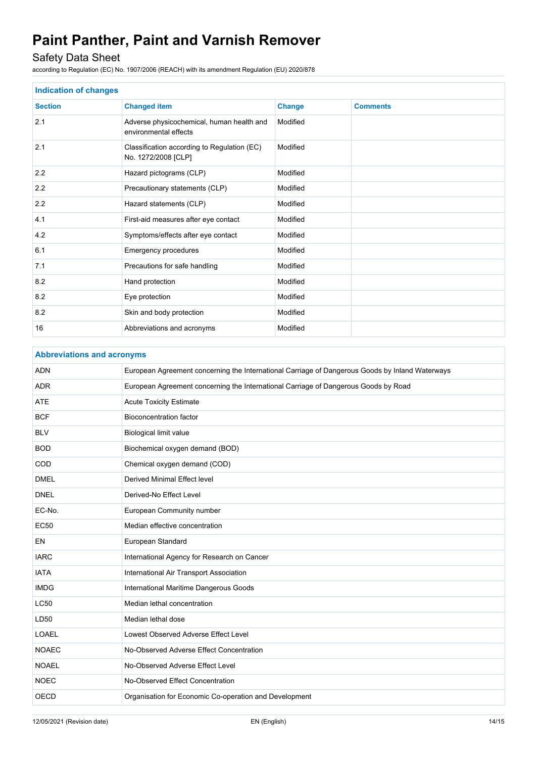| Indication of changes | | | |
|---|---|---|---|
| **Section** | **Changed item** | **Change** | **Comments** |
| 2.1 | Adverse physicochemical, human health and environmental effects | Modified | |
| 2.1 | Classification according to Regulation (EC) No. 1272/2008 [CLP] | Modified | |
| 2.2 | Hazard pictograms (CLP) | Modified | |
| 2.2 | Precautionary statements (CLP) | Modified | |
| 2.2 | Hazard statements (CLP) | Modified | |
| 4.1 | First-aid measures after eye contact | Modified | |
| 4.2 | Symptoms/effects after eye contact | Modified | |
| 6.1 | Emergency procedures | Modified | |
| 7.1 | Precautions for safe handling | Modified | |
| 8.2 | Hand protection | Modified | |
| 8.2 | Eye protection | Modified | |
| 8.2 | Skin and body protection | Modified | |
| 16 | Abbreviations and acronyms | Modified | |

| Abbreviations and acronyms | |
|---|---|
| ADN | European Agreement concerning the International Carriage of Dangerous Goods by Inland Waterways |
| ADR | European Agreement concerning the International Carriage of Dangerous Goods by Road |
| ATE | Acute Toxicity Estimate |
| BCF | Bioconcentration factor |
| BLV | Biological limit value |
| BOD | Biochemical oxygen demand (BOD) |
| COD | Chemical oxygen demand (COD) |
| DMEL | Derived Minimal Effect level |
| DNEL | Derived-No Effect Level |
| EC-No. | European Community number |
| EC50 | Median effective concentration |
| EN | European Standard |
| IARC | International Agency for Research on Cancer |
| IATA | International Air Transport Association |
| IMDG | International Maritime Dangerous Goods |
| LC50 | Median lethal concentration |
| LD50 | Median lethal dose |
| LOAEL | Lowest Observed Adverse Effect Level |
| NOAEC | No-Observed Adverse Effect Concentration |
| NOAEL | No-Observed Adverse Effect Level |
| NOEC | No-Observed Effect Concentration |
| OECD | Organisation for Economic Co-operation and Development |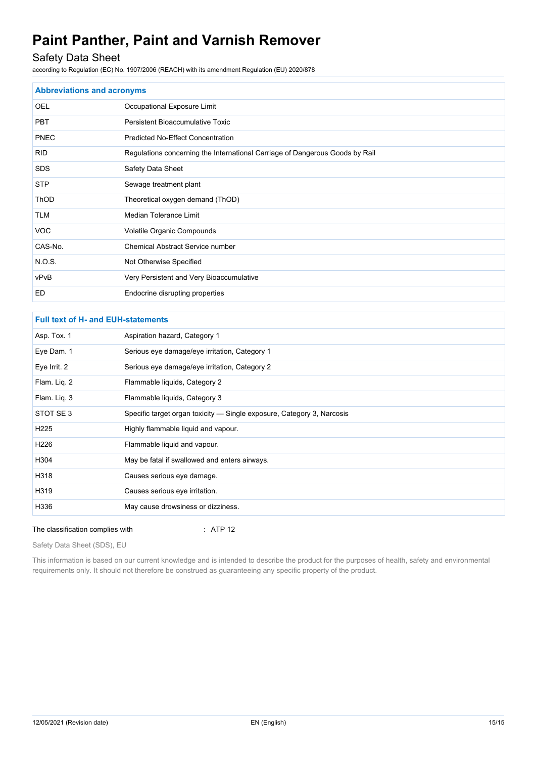| Abbreviations and acronyms | |
|---|---|
| OEL | Occupational Exposure Limit |
| PBT | Persistent Bioaccumulative Toxic |
| PNEC | Predicted No-Effect Concentration |
| RID | Regulations concerning the International Carriage of Dangerous Goods by Rail |
| SDS | Safety Data Sheet |
| STP | Sewage treatment plant |
| ThOD | Theoretical oxygen demand (ThOD) |
| TLM | Median Tolerance Limit |
| VOC | Volatile Organic Compounds |
| CAS-No. | Chemical Abstract Service number |
| N.O.S. | Not Otherwise Specified |
| vPvB | Very Persistent and Very Bioaccumulative |
| ED | Endocrine disrupting properties |

| Full text of H- and EUH-statements | |
|---|---|
| Asp. Tox. 1 | Aspiration hazard, Category 1 |
| Eye Dam. 1 | Serious eye damage/eye irritation, Category 1 |
| Eye Irrit. 2 | Serious eye damage/eye irritation, Category 2 |
| Flam. Liq. 2 | Flammable liquids, Category 2 |
| Flam. Liq. 3 | Flammable liquids, Category 3 |
| STOT SE 3 | Specific target organ toxicity — Single exposure, Category 3, Narcosis |
| H225 | Highly flammable liquid and vapour. |
| H226 | Flammable liquid and vapour. |
| H304 | May be fatal if swallowed and enters airways. |
| H318 | Causes serious eye damage. |
| H319 | Causes serious eye irritation. |
| H336 | May cause drowsiness or dizziness. |

The classification complies with : ATP 12

Safety Data Sheet (SDS), EU

This information is based on our current knowledge and is intended to describe the product for the purposes of health, safety and environmental requirements only. It should not therefore be construed as guaranteeing any specific property of the product.